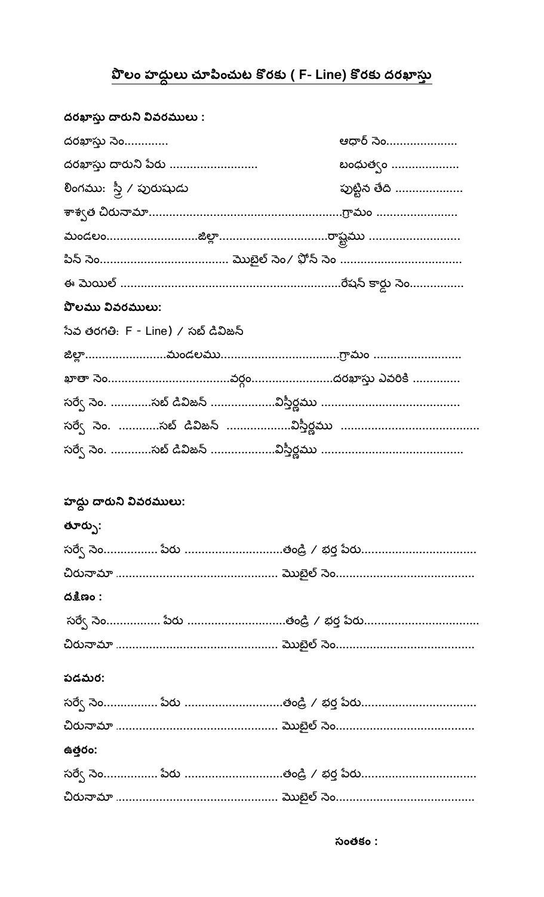# <u>పొలం హద్దులు చూపించుట కొరకు ( F- Line) కొరకు దరఖాస్తు</u>

**దరఖాస్తు దారుని వివరములు :**

దరఖాస్తు నెం............. ఆధార్ నెం.....................

దరఖాస్తు దారుని పేరు .......................... బంధుత్వం ....................

లింగము: స్త్రీ / పురుషుడు పుట్టిన తేది ....................

శాశ్వత చిరునామా........................................................గ్రామం ........................

మండలం...........................జిల్లా................................రాష్ట్రము ...........................

పిన్ నెం...................................... మొబైల్ నెం/ ఫోన్ నెం ....................................

ఈ మెయిల్ ..................................................................రేషన్ కార్డు నెం................

**పొలము వివరములు:**

సేవ తరగతి: F - Line) / సబ్ డివిజన్

జిల్లా........................మండలము...................................గ్రామం ..........................

ఖాతా నెం....................................వర్గం.........................దరఖాస్తు ఎవరికి ..............

సర్వే నెం. ............సబ్ డివిజన్ ...................విస్తీర్ణము ........................................

సర్వే నెం. ............సబ్ డివిజన్ ...................విస్తీర్ణము .........................................

సర్వే నెం. ............సబ్ డివిజన్ ...................విస్తీర్ణము ..........................................

**హద్దు దారుని వివరములు:**

**తూర్పు:**

సర్వే నెం................ పేరు .............................తండ్రి / భర్త పేరు..................................

చిరునామా ................................................ మొబైల్ నెం.........................................

**దక్షిణం :**

సర్వే నెం................ పేరు .............................తండ్రి / భర్త పేరు..................................

చిరునామా ................................................ మొబైల్ నెం.........................................

**పడమర:**

సర్వే నెం................ పేరు .............................తండ్రి / భర్త పేరు..................................

చిరునామా ................................................ మొబైల్ నెం.........................................

**ఉత్తరం:**

సర్వే నెం................ పేరు .............................తండ్రి / భర్త పేరు..................................

చిరునామా ................................................ మొబైల్ నెం.........................................

**సంతకం :**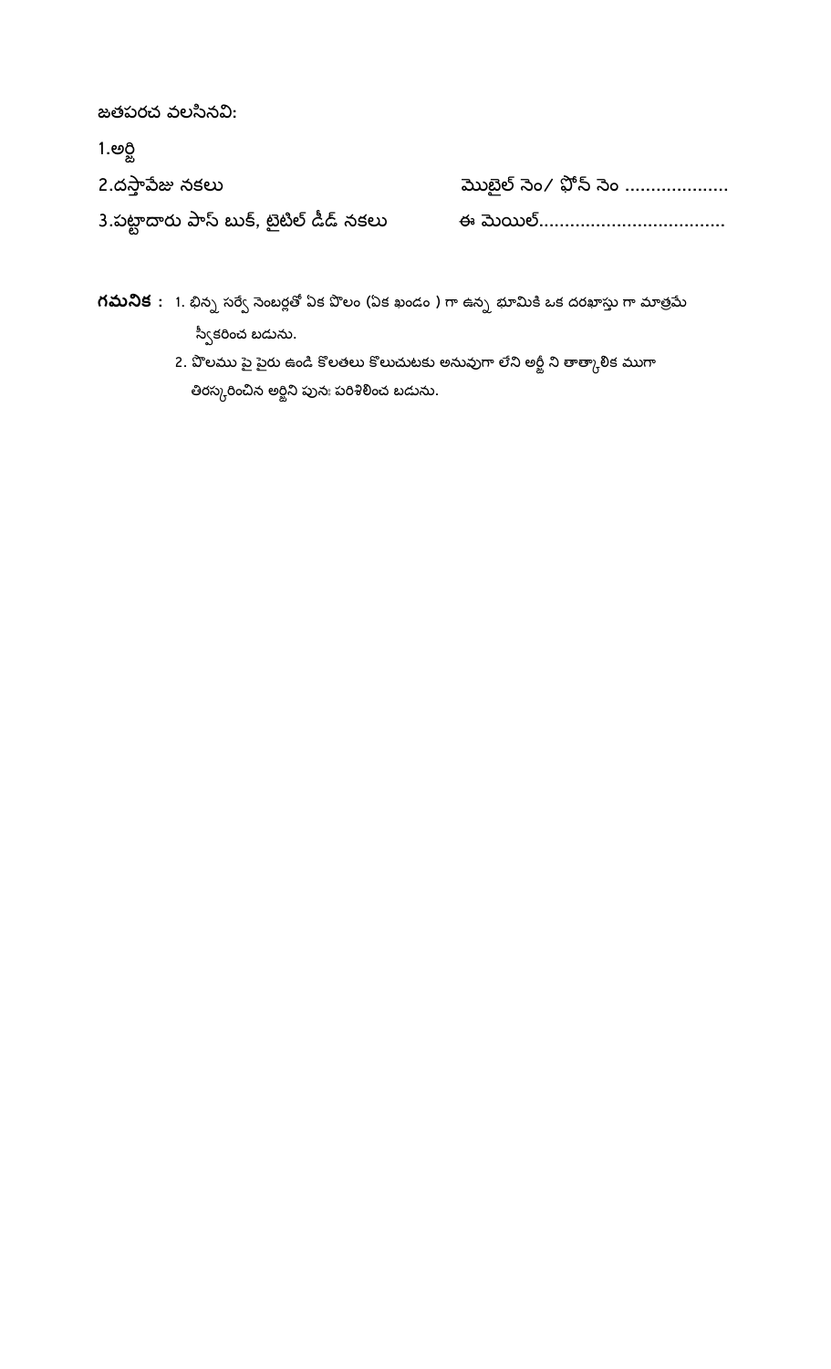జతపరచ వలసినవి:

1.అర్జి

2.దస్తావేజు నకలు　　　　　　　　　　మొబైల్ నెం/ ఫోన్ నెం ....................

3.పట్టాదారు పాస్ బుక్, టైటిల్ డీడ్ నకలు　　　　ఈ మెయిల్....................................

**గమనిక :** 1. భిన్న సర్వే నెంబర్లతో ఏక పొలం (ఏక ఖండం ) గా ఉన్న భూమికి ఒక దరఖాస్తు గా మాత్రమే స్వీకరించ బడును.

2. పొలము పై పైరు ఉండి కొలతలు కొలుచుటకు అనువుగా లేని అర్జీ ని తాత్కాలిక ముగా తిరస్కరించిన అర్జిని పునః పరిశీలించ బడును.